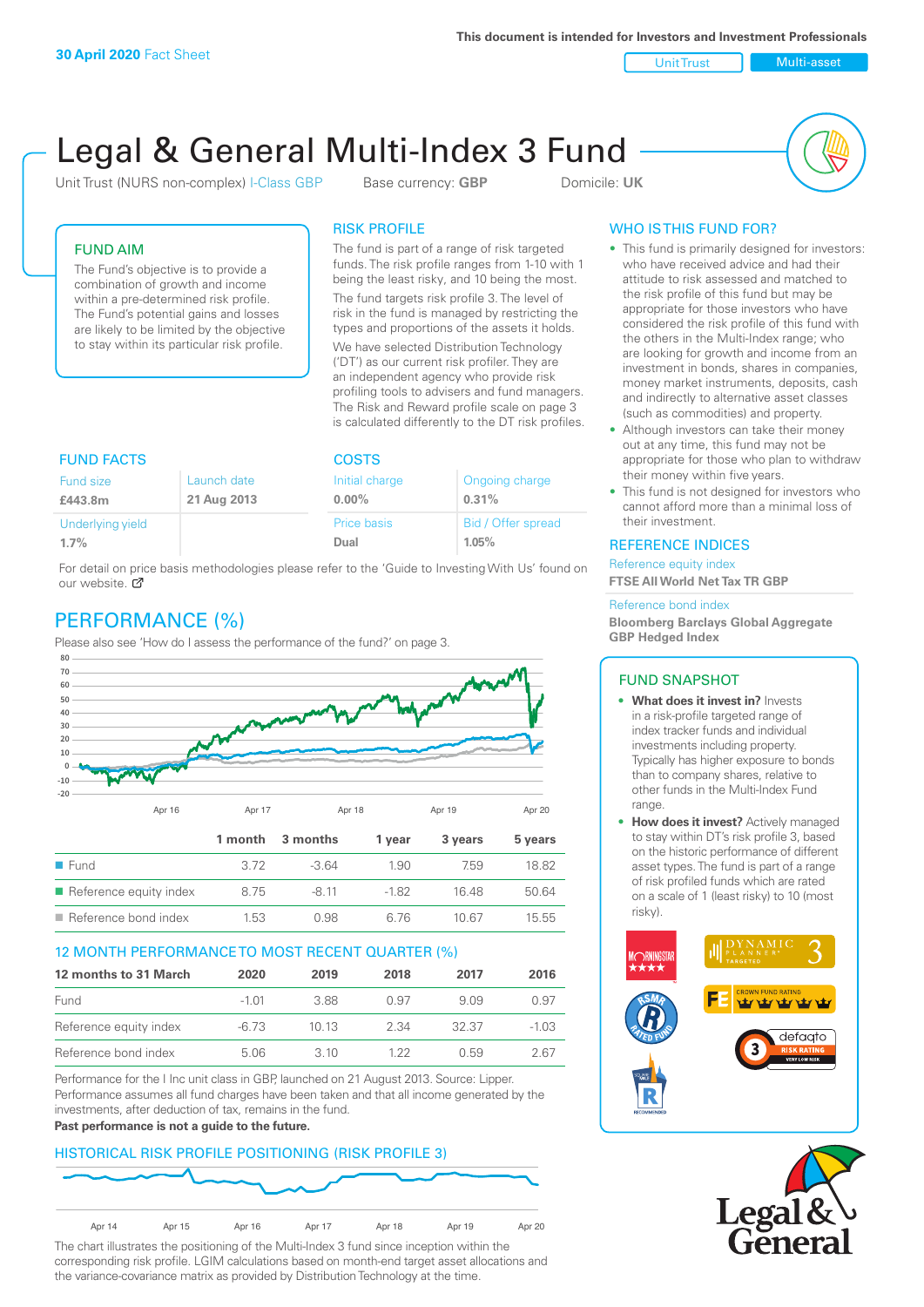**30 April 2020** Fact Sheet

This document is intended for Investors and Investment Professionals

Unit Trust | Multi-asset

# Legal & General Multi-Index 3 Fund

Unit Trust (NURS non-complex) I-Class GBP    Base currency: **GBP**    Domicile: **UK**

## FUND AIM

The Fund's objective is to provide a combination of growth and income within a pre-determined risk profile. The Fund's potential gains and losses are likely to be limited by the objective to stay within its particular risk profile.

## RISK PROFILE

The fund is part of a range of risk targeted funds. The risk profile ranges from 1-10 with 1 being the least risky, and 10 being the most.

The fund targets risk profile 3. The level of risk in the fund is managed by restricting the types and proportions of the assets it holds.

We have selected Distribution Technology ('DT') as our current risk profiler. They are an independent agency who provide risk profiling tools to advisers and fund managers. The Risk and Reward profile scale on page 3 is calculated differently to the DT risk profiles.

## WHO IS THIS FUND FOR?

- This fund is primarily designed for investors: who have received advice and had their attitude to risk assessed and matched to the risk profile of this fund but may be appropriate for those investors who have considered the risk profile of this fund with the others in the Multi-Index range; who are looking for growth and income from an investment in bonds, shares in companies, money market instruments, deposits, cash and indirectly to alternative asset classes (such as commodities) and property.
- Although investors can take their money out at any time, this fund may not be appropriate for those who plan to withdraw their money within five years.
- This fund is not designed for investors who cannot afford more than a minimal loss of their investment.

## FUND FACTS

| Fund size | Launch date |
|---|---|
| **£443.8m** | **21 Aug 2013** |
| Underlying yield | |
| **1.7%** | |

## COSTS

| Initial charge | Ongoing charge |
|---|---|
| **0.00%** | **0.31%** |
| Price basis | Bid / Offer spread |
| **Dual** | **1.05%** |

For detail on price basis methodologies please refer to the 'Guide to Investing With Us' found on our website.

## REFERENCE INDICES

Reference equity index
**FTSE All World Net Tax TR GBP**

Reference bond index
**Bloomberg Barclays Global Aggregate GBP Hedged Index**

## PERFORMANCE (%)

Please also see 'How do I assess the performance of the fund?' on page 3.

| | 1 month | 3 months | 1 year | 3 years | 5 years |
|---|---|---|---|---|---|
| Fund | 3.72 | -3.64 | 1.90 | 7.59 | 18.82 |
| Reference equity index | 8.75 | -8.11 | -1.82 | 16.48 | 50.64 |
| Reference bond index | 1.53 | 0.98 | 6.76 | 10.67 | 15.55 |

## 12 MONTH PERFORMANCE TO MOST RECENT QUARTER (%)

| 12 months to 31 March | 2020 | 2019 | 2018 | 2017 | 2016 |
|---|---|---|---|---|---|
| Fund | -1.01 | 3.88 | 0.97 | 9.09 | 0.97 |
| Reference equity index | -6.73 | 10.13 | 2.34 | 32.37 | -1.03 |
| Reference bond index | 5.06 | 3.10 | 1.22 | 0.59 | 2.67 |

Performance for the I Inc unit class in GBP, launched on 21 August 2013. Source: Lipper. Performance assumes all fund charges have been taken and that all income generated by the investments, after deduction of tax, remains in the fund.

**Past performance is not a guide to the future.**

## FUND SNAPSHOT

- **What does it invest in?** Invests in a risk-profile targeted range of index tracker funds and individual investments including property. Typically has higher exposure to bonds than to company shares, relative to other funds in the Multi-Index Fund range.
- **How does it invest?** Actively managed to stay within DT's risk profile 3, based on the historic performance of different asset types. The fund is part of a range of risk profiled funds which are rated on a scale of 1 (least risky) to 10 (most risky).

## HISTORICAL RISK PROFILE POSITIONING (RISK PROFILE 3)

The chart illustrates the positioning of the Multi-Index 3 fund since inception within the corresponding risk profile. LGIM calculations based on month-end target asset allocations and the variance-covariance matrix as provided by Distribution Technology at the time.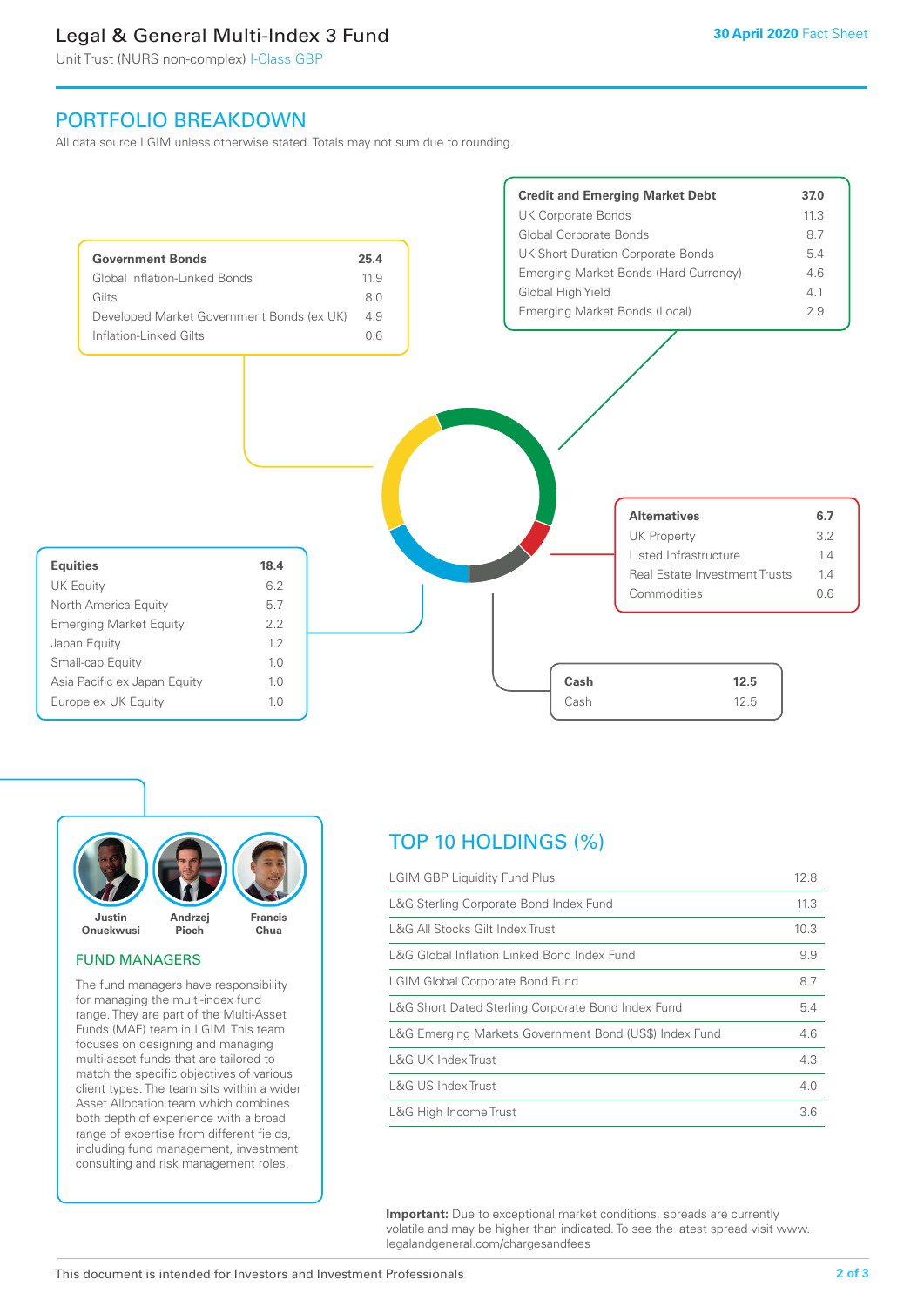## PORTFOLIO BREAKDOWN

All data source LGIM unless otherwise stated. Totals may not sum due to rounding.

| Government Bonds | 25.4 |
|---|---|
| Global Inflation-Linked Bonds | 11.9 |
| Gilts | 8.0 |
| Developed Market Government Bonds (ex UK) | 4.9 |
| Inflation-Linked Gilts | 0.6 |

| Credit and Emerging Market Debt | 37.0 |
|---|---|
| UK Corporate Bonds | 11.3 |
| Global Corporate Bonds | 8.7 |
| UK Short Duration Corporate Bonds | 5.4 |
| Emerging Market Bonds (Hard Currency) | 4.6 |
| Global High Yield | 4.1 |
| Emerging Market Bonds (Local) | 2.9 |

| Alternatives | 6.7 |
|---|---|
| UK Property | 3.2 |
| Listed Infrastructure | 1.4 |
| Real Estate Investment Trusts | 1.4 |
| Commodities | 0.6 |

| Equities | 18.4 |
|---|---|
| UK Equity | 6.2 |
| North America Equity | 5.7 |
| Emerging Market Equity | 2.2 |
| Japan Equity | 1.2 |
| Small-cap Equity | 1.0 |
| Asia Pacific ex Japan Equity | 1.0 |
| Europe ex UK Equity | 1.0 |

| Cash | 12.5 |
|---|---|
| Cash | 12.5 |

Justin Onuekwusi, Andrzej Pioch, Francis Chua

### FUND MANAGERS

The fund managers have responsibility for managing the multi-index fund range. They are part of the Multi-Asset Funds (MAF) team in LGIM. This team focuses on designing and managing multi-asset funds that are tailored to match the specific objectives of various client types. The team sits within a wider Asset Allocation team which combines both depth of experience with a broad range of expertise from different fields, including fund management, investment consulting and risk management roles.

## TOP 10 HOLDINGS (%)

| Holding | % |
|---|---|
| LGIM GBP Liquidity Fund Plus | 12.8 |
| L&G Sterling Corporate Bond Index Fund | 11.3 |
| L&G All Stocks Gilt Index Trust | 10.3 |
| L&G Global Inflation Linked Bond Index Fund | 9.9 |
| LGIM Global Corporate Bond Fund | 8.7 |
| L&G Short Dated Sterling Corporate Bond Index Fund | 5.4 |
| L&G Emerging Markets Government Bond (US$) Index Fund | 4.6 |
| L&G UK Index Trust | 4.3 |
| L&G US Index Trust | 4.0 |
| L&G High Income Trust | 3.6 |

**Important:** Due to exceptional market conditions, spreads are currently volatile and may be higher than indicated. To see the latest spread visit www.legalandgeneral.com/chargesandfees

This document is intended for Investors and Investment Professionals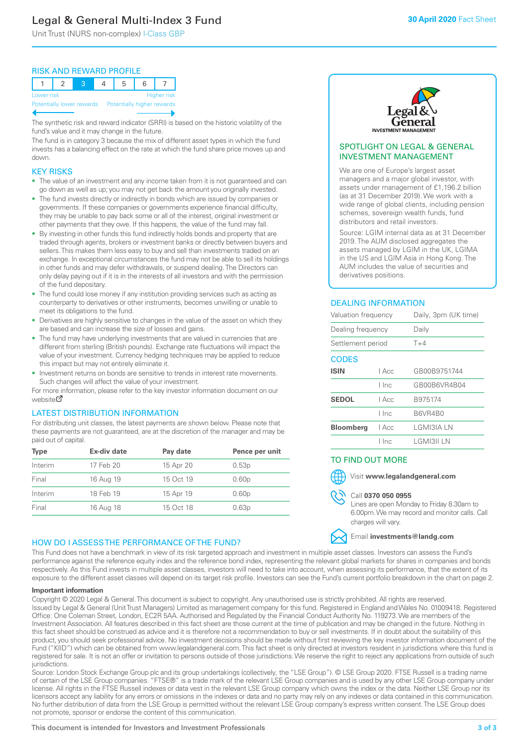# Legal & General Multi-Index 3 Fund

Unit Trust (NURS non-complex) I-Class GBP

30 April 2020 Fact Sheet

## RISK AND REWARD PROFILE

| 1 | 2 | 3 | 4 | 5 | 6 | 7 |
|---|---|---|---|---|---|---|

Lower risk — Higher risk

Potentially lower rewards — Potentially higher rewards

The synthetic risk and reward indicator (SRRI) is based on the historic volatility of the fund's value and it may change in the future.

The fund is in category 3 because the mix of different asset types in which the fund invests has a balancing effect on the rate at which the fund share price moves up and down.

## KEY RISKS

- The value of an investment and any income taken from it is not guaranteed and can go down as well as up; you may not get back the amount you originally invested.
- The fund invests directly or indirectly in bonds which are issued by companies or governments. If these companies or governments experience financial difficulty, they may be unable to pay back some or all of the interest, original investment or other payments that they owe. If this happens, the value of the fund may fall.
- By investing in other funds this fund indirectly holds bonds and property that are traded through agents, brokers or investment banks or directly between buyers and sellers. This makes them less easy to buy and sell than investments traded on an exchange. In exceptional circumstances the fund may not be able to sell its holdings in other funds and may defer withdrawals, or suspend dealing. The Directors can only delay paying out if it is in the interests of all investors and with the permission of the fund depositary.
- The fund could lose money if any institution providing services such as acting as counterparty to derivatives or other instruments, becomes unwilling or unable to meet its obligations to the fund.
- Derivatives are highly sensitive to changes in the value of the asset on which they are based and can increase the size of losses and gains.
- The fund may have underlying investments that are valued in currencies that are different from sterling (British pounds). Exchange rate fluctuations will impact the value of your investment. Currency hedging techniques may be applied to reduce this impact but may not entirely eliminate it.
- Investment returns on bonds are sensitive to trends in interest rate movements. Such changes will affect the value of your investment.

For more information, please refer to the key investor information document on our website

## LATEST DISTRIBUTION INFORMATION

For distributing unit classes, the latest payments are shown below. Please note that these payments are not guaranteed, are at the discretion of the manager and may be paid out of capital.

| Type | Ex-div date | Pay date | Pence per unit |
|---|---|---|---|
| Interim | 17 Feb 20 | 15 Apr 20 | 0.53p |
| Final | 16 Aug 19 | 15 Oct 19 | 0.60p |
| Interim | 18 Feb 19 | 15 Apr 19 | 0.60p |
| Final | 16 Aug 18 | 15 Oct 18 | 0.63p |

## SPOTLIGHT ON LEGAL & GENERAL INVESTMENT MANAGEMENT

We are one of Europe's largest asset managers and a major global investor, with assets under management of £1,196.2 billion (as at 31 December 2019). We work with a wide range of global clients, including pension schemes, sovereign wealth funds, fund distributors and retail investors.

Source: LGIM internal data as at 31 December 2019. The AUM disclosed aggregates the assets managed by LGIM in the UK, LGIMA in the US and LGIM Asia in Hong Kong. The AUM includes the value of securities and derivatives positions.

## DEALING INFORMATION

| | |
|---|---|
| Valuation frequency | Daily, 3pm (UK time) |
| Dealing frequency | Daily |
| Settlement period | T+4 |

## CODES

| | | |
|---|---|---|
| **ISIN** | I Acc | GB00B9751744 |
| | I Inc | GB00B6VR4B04 |
| **SEDOL** | I Acc | B975174 |
| | I Inc | B6VR4B0 |
| **Bloomberg** | I Acc | LGMI3IA LN |
| | I Inc | LGMI3II LN |

## TO FIND OUT MORE

Visit **www.legalandgeneral.com**

Call **0370 050 0955**
Lines are open Monday to Friday 8.30am to 6.00pm. We may record and monitor calls. Call charges will vary.

Email **investments@landg.com**

## HOW DO I ASSESS THE PERFORMANCE OF THE FUND?

This Fund does not have a benchmark in view of its risk targeted approach and investment in multiple asset classes. Investors can assess the Fund's performance against the reference equity index and the reference bond index, representing the relevant global markets for shares in companies and bonds respectively. As this Fund invests in multiple asset classes, investors will need to take into account, when assessing its performance, that the extent of its exposure to the different asset classes will depend on its target risk profile. Investors can see the Fund's current portfolio breakdown in the chart on page 2.

### Important information

Copyright © 2020 Legal & General. This document is subject to copyright. Any unauthorised use is strictly prohibited. All rights are reserved.
Issued by Legal & General (Unit Trust Managers) Limited as management company for this fund. Registered in England and Wales No. 01009418. Registered Office: One Coleman Street, London, EC2R 5AA. Authorised and Regulated by the Financial Conduct Authority No. 119273. We are members of the Investment Association. All features described in this fact sheet are those current at the time of publication and may be changed in the future. Nothing in this fact sheet should be construed as advice and it is therefore not a recommendation to buy or sell investments. If in doubt about the suitability of this product, you should seek professional advice. No investment decisions should be made without first reviewing the key investor information document of the Fund ("KIID") which can be obtained from www.legalandgeneral.com. This fact sheet is only directed at investors resident in jurisdictions where this fund is registered for sale. It is not an offer or invitation to persons outside of those jurisdictions. We reserve the right to reject any applications from outside of such jurisdictions.
Source: London Stock Exchange Group plc and its group undertakings (collectively, the "LSE Group"). © LSE Group 2020. FTSE Russell is a trading name of certain of the LSE Group companies. "FTSE®" is a trade mark of the relevant LSE Group companies and is used by any other LSE Group company under license. All rights in the FTSE Russell indexes or data vest in the relevant LSE Group company which owns the index or the data. Neither LSE Group nor its licensors accept any liability for any errors or omissions in the indexes or data and no party may rely on any indexes or data contained in this communication. No further distribution of data from the LSE Group is permitted without the relevant LSE Group company's express written consent. The LSE Group does not promote, sponsor or endorse the content of this communication.

This document is intended for Investors and Investment Professionals